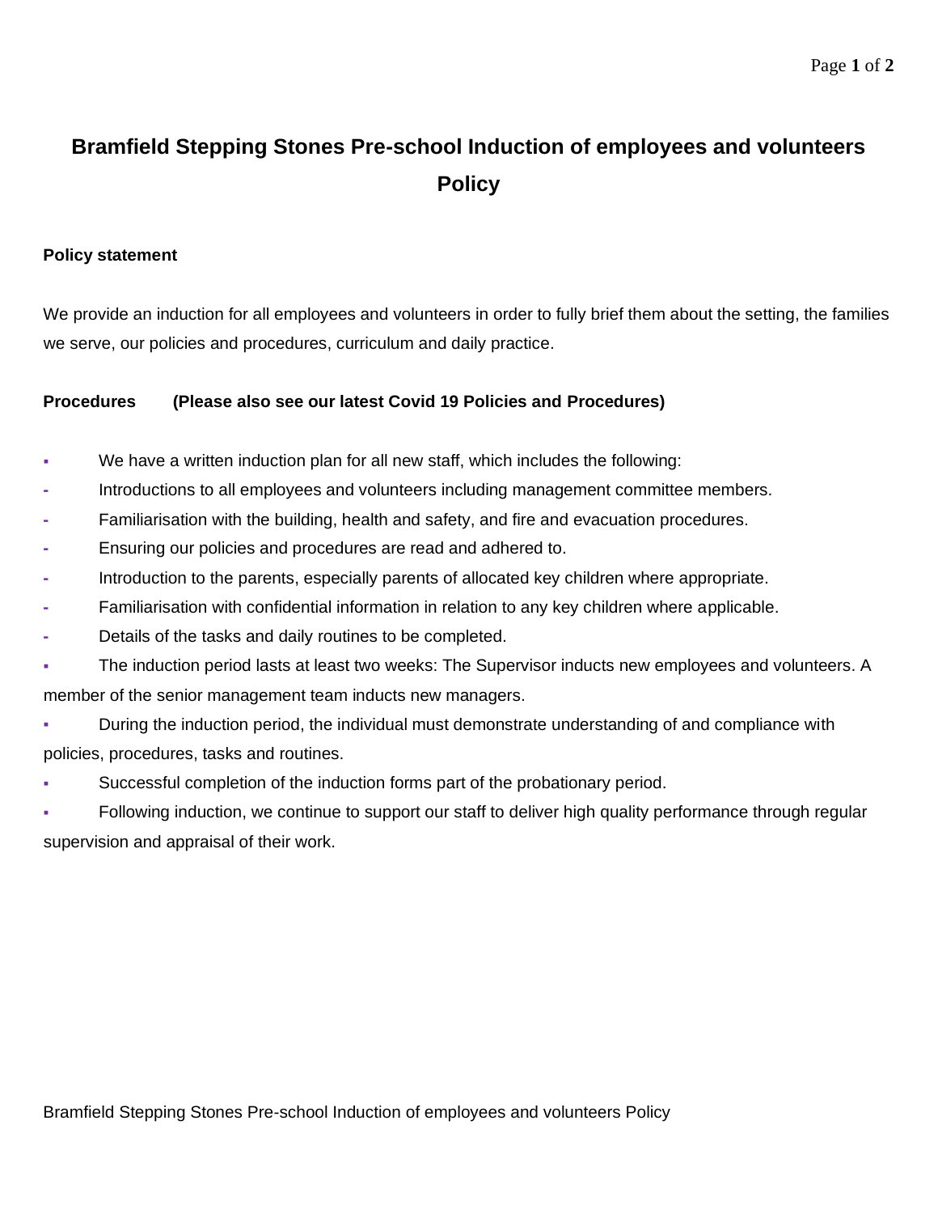# Bramfield Stepping Stones Pre-school Induction of employees and volunteers Policy

**Policy statement**

We provide an induction for all employees and volunteers in order to fully brief them about the setting, the families we serve, our policies and procedures, curriculum and daily practice.

**Procedures (Please also see our latest Covid 19 Policies and Procedures)**

- We have a written induction plan for all new staff, which includes the following:
  - Introductions to all employees and volunteers including management committee members.
  - Familiarisation with the building, health and safety, and fire and evacuation procedures.
  - Ensuring our policies and procedures are read and adhered to.
  - Introduction to the parents, especially parents of allocated key children where appropriate.
  - Familiarisation with confidential information in relation to any key children where applicable.
  - Details of the tasks and daily routines to be completed.
- The induction period lasts at least two weeks: The Supervisor inducts new employees and volunteers. A member of the senior management team inducts new managers.
- During the induction period, the individual must demonstrate understanding of and compliance with policies, procedures, tasks and routines.
- Successful completion of the induction forms part of the probationary period.
- Following induction, we continue to support our staff to deliver high quality performance through regular supervision and appraisal of their work.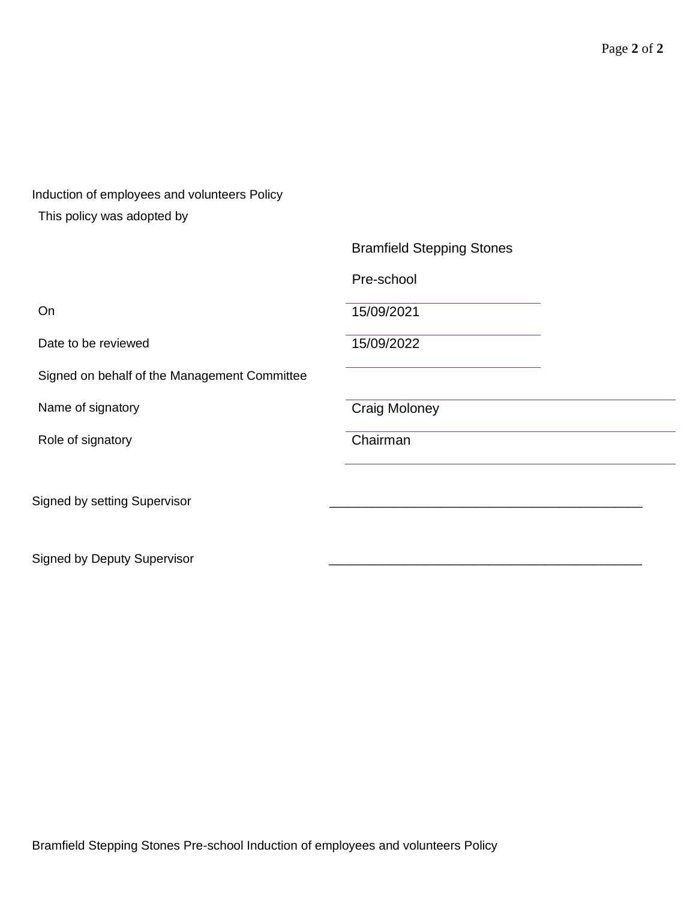Induction of employees and volunteers Policy

This policy was adopted by

| | |
|---|---|
| | Bramfield Stepping Stones Pre-school |
| On | 15/09/2021 |
| Date to be reviewed | 15/09/2022 |
| Signed on behalf of the Management Committee | |
| Name of signatory | Craig Moloney |
| Role of signatory | Chairman |

Signed by setting Supervisor ___________________________________________

Signed by Deputy Supervisor ___________________________________________